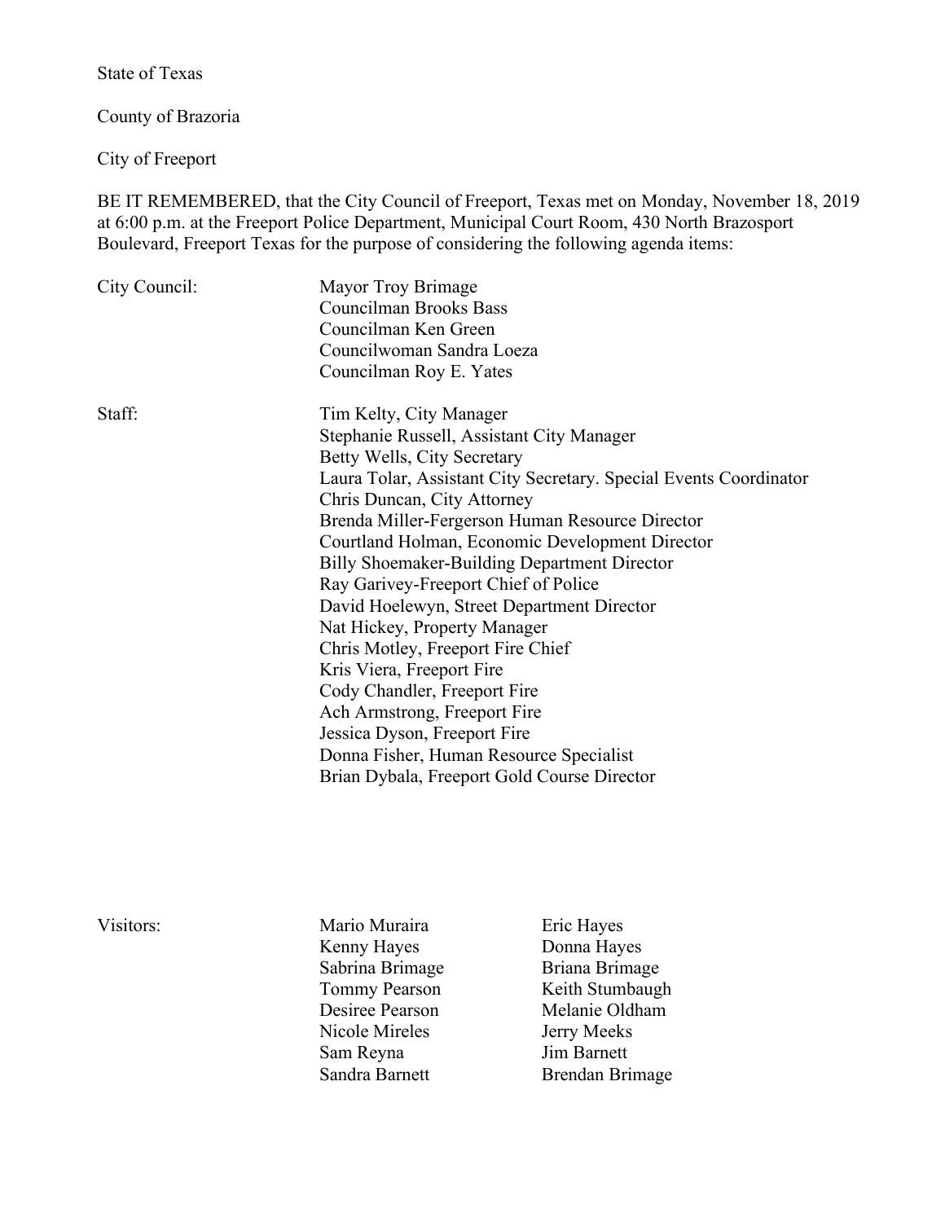State of Texas

County of Brazoria

City of Freeport

BE IT REMEMBERED, that the City Council of Freeport, Texas met on Monday, November 18, 2019 at 6:00 p.m. at the Freeport Police Department, Municipal Court Room, 430 North Brazosport Boulevard, Freeport Texas for the purpose of considering the following agenda items:

| | |
|---|---|
| City Council: | Mayor Troy Brimage<br>Councilman Brooks Bass<br>Councilman Ken Green<br>Councilwoman Sandra Loeza<br>Councilman Roy E. Yates |
| Staff: | Tim Kelty, City Manager<br>Stephanie Russell, Assistant City Manager<br>Betty Wells, City Secretary<br>Laura Tolar, Assistant City Secretary. Special Events Coordinator<br>Chris Duncan, City Attorney<br>Brenda Miller-Fergerson Human Resource Director<br>Courtland Holman, Economic Development Director<br>Billy Shoemaker-Building Department Director<br>Ray Garivey-Freeport Chief of Police<br>David Hoelewyn, Street Department Director<br>Nat Hickey, Property Manager<br>Chris Motley, Freeport Fire Chief<br>Kris Viera, Freeport Fire<br>Cody Chandler, Freeport Fire<br>Ach Armstrong, Freeport Fire<br>Jessica Dyson, Freeport Fire<br>Donna Fisher, Human Resource Specialist<br>Brian Dybala, Freeport Gold Course Director |

| | | |
|---|---|---|
| Visitors: | Mario Muraira | Eric Hayes |
| | Kenny Hayes | Donna Hayes |
| | Sabrina Brimage | Briana Brimage |
| | Tommy Pearson | Keith Stumbaugh |
| | Desiree Pearson | Melanie Oldham |
| | Nicole Mireles | Jerry Meeks |
| | Sam Reyna | Jim Barnett |
| | Sandra Barnett | Brendan Brimage |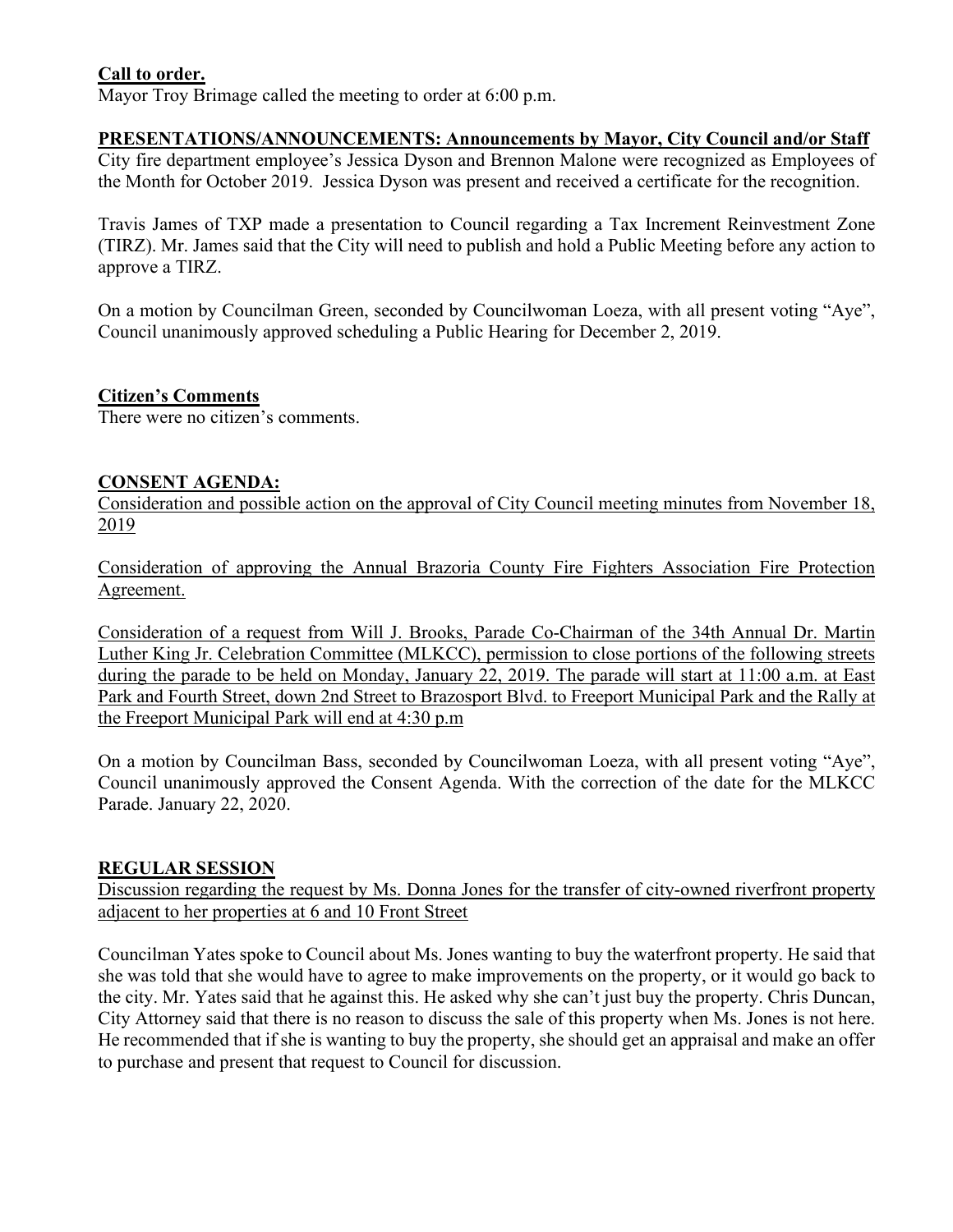**Call to order.**
Mayor Troy Brimage called the meeting to order at 6:00 p.m.

**PRESENTATIONS/ANNOUNCEMENTS: Announcements by Mayor, City Council and/or Staff**
City fire department employee's Jessica Dyson and Brennon Malone were recognized as Employees of the Month for October 2019. Jessica Dyson was present and received a certificate for the recognition.

Travis James of TXP made a presentation to Council regarding a Tax Increment Reinvestment Zone (TIRZ). Mr. James said that the City will need to publish and hold a Public Meeting before any action to approve a TIRZ.

On a motion by Councilman Green, seconded by Councilwoman Loeza, with all present voting "Aye", Council unanimously approved scheduling a Public Hearing for December 2, 2019.

**Citizen's Comments**
There were no citizen's comments.

**CONSENT AGENDA:**
Consideration and possible action on the approval of City Council meeting minutes from November 18, 2019

Consideration of approving the Annual Brazoria County Fire Fighters Association Fire Protection Agreement.

Consideration of a request from Will J. Brooks, Parade Co-Chairman of the 34th Annual Dr. Martin Luther King Jr. Celebration Committee (MLKCC), permission to close portions of the following streets during the parade to be held on Monday, January 22, 2019. The parade will start at 11:00 a.m. at East Park and Fourth Street, down 2nd Street to Brazosport Blvd. to Freeport Municipal Park and the Rally at the Freeport Municipal Park will end at 4:30 p.m

On a motion by Councilman Bass, seconded by Councilwoman Loeza, with all present voting "Aye", Council unanimously approved the Consent Agenda. With the correction of the date for the MLKCC Parade. January 22, 2020.

**REGULAR SESSION**
Discussion regarding the request by Ms. Donna Jones for the transfer of city-owned riverfront property adjacent to her properties at 6 and 10 Front Street

Councilman Yates spoke to Council about Ms. Jones wanting to buy the waterfront property. He said that she was told that she would have to agree to make improvements on the property, or it would go back to the city. Mr. Yates said that he against this. He asked why she can't just buy the property. Chris Duncan, City Attorney said that there is no reason to discuss the sale of this property when Ms. Jones is not here. He recommended that if she is wanting to buy the property, she should get an appraisal and make an offer to purchase and present that request to Council for discussion.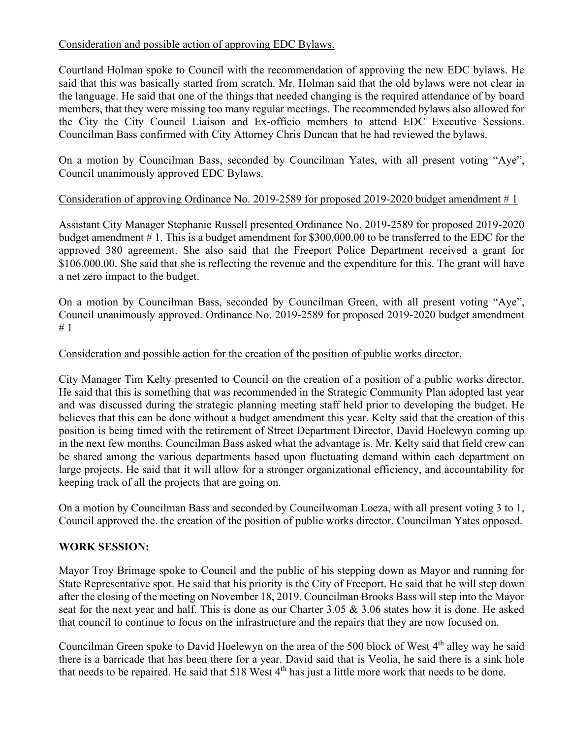Consideration and possible action of approving EDC Bylaws.

Courtland Holman spoke to Council with the recommendation of approving the new EDC bylaws. He said that this was basically started from scratch. Mr. Holman said that the old bylaws were not clear in the language. He said that one of the things that needed changing is the required attendance of by board members, that they were missing too many regular meetings. The recommended bylaws also allowed for the City the City Council Liaison and Ex-officio members to attend EDC Executive Sessions. Councilman Bass confirmed with City Attorney Chris Duncan that he had reviewed the bylaws.

On a motion by Councilman Bass, seconded by Councilman Yates, with all present voting "Aye", Council unanimously approved EDC Bylaws.

Consideration of approving Ordinance No. 2019-2589 for proposed 2019-2020 budget amendment # 1

Assistant City Manager Stephanie Russell presented Ordinance No. 2019-2589 for proposed 2019-2020 budget amendment # 1. This is a budget amendment for $300,000.00 to be transferred to the EDC for the approved 380 agreement. She also said that the Freeport Police Department received a grant for $106,000.00. She said that she is reflecting the revenue and the expenditure for this. The grant will have a net zero impact to the budget.

On a motion by Councilman Bass, seconded by Councilman Green, with all present voting "Aye", Council unanimously approved. Ordinance No. 2019-2589 for proposed 2019-2020 budget amendment # 1

Consideration and possible action for the creation of the position of public works director.

City Manager Tim Kelty presented to Council on the creation of a position of a public works director. He said that this is something that was recommended in the Strategic Community Plan adopted last year and was discussed during the strategic planning meeting staff held prior to developing the budget. He believes that this can be done without a budget amendment this year. Kelty said that the creation of this position is being timed with the retirement of Street Department Director, David Hoelewyn coming up in the next few months. Councilman Bass asked what the advantage is. Mr. Kelty said that field crew can be shared among the various departments based upon fluctuating demand within each department on large projects. He said that it will allow for a stronger organizational efficiency, and accountability for keeping track of all the projects that are going on.

On a motion by Councilman Bass and seconded by Councilwoman Loeza, with all present voting 3 to 1, Council approved the. the creation of the position of public works director. Councilman Yates opposed.

**WORK SESSION:**

Mayor Troy Brimage spoke to Council and the public of his stepping down as Mayor and running for State Representative spot. He said that his priority is the City of Freeport. He said that he will step down after the closing of the meeting on November 18, 2019. Councilman Brooks Bass will step into the Mayor seat for the next year and half. This is done as our Charter 3.05 & 3.06 states how it is done. He asked that council to continue to focus on the infrastructure and the repairs that they are now focused on.

Councilman Green spoke to David Hoelewyn on the area of the 500 block of West 4th alley way he said there is a barricade that has been there for a year. David said that is Veolia, he said there is a sink hole that needs to be repaired. He said that 518 West 4th has just a little more work that needs to be done.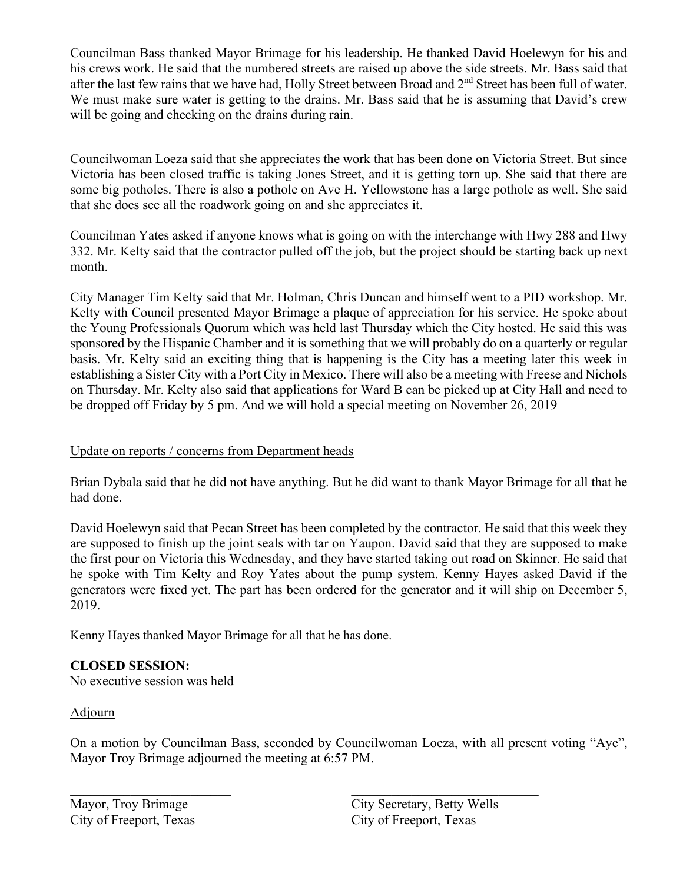Councilman Bass thanked Mayor Brimage for his leadership. He thanked David Hoelewyn for his and his crews work. He said that the numbered streets are raised up above the side streets. Mr. Bass said that after the last few rains that we have had, Holly Street between Broad and 2nd Street has been full of water. We must make sure water is getting to the drains. Mr. Bass said that he is assuming that David's crew will be going and checking on the drains during rain.

Councilwoman Loeza said that she appreciates the work that has been done on Victoria Street. But since Victoria has been closed traffic is taking Jones Street, and it is getting torn up. She said that there are some big potholes. There is also a pothole on Ave H. Yellowstone has a large pothole as well. She said that she does see all the roadwork going on and she appreciates it.

Councilman Yates asked if anyone knows what is going on with the interchange with Hwy 288 and Hwy 332. Mr. Kelty said that the contractor pulled off the job, but the project should be starting back up next month.

City Manager Tim Kelty said that Mr. Holman, Chris Duncan and himself went to a PID workshop. Mr. Kelty with Council presented Mayor Brimage a plaque of appreciation for his service. He spoke about the Young Professionals Quorum which was held last Thursday which the City hosted. He said this was sponsored by the Hispanic Chamber and it is something that we will probably do on a quarterly or regular basis. Mr. Kelty said an exciting thing that is happening is the City has a meeting later this week in establishing a Sister City with a Port City in Mexico. There will also be a meeting with Freese and Nichols on Thursday. Mr. Kelty also said that applications for Ward B can be picked up at City Hall and need to be dropped off Friday by 5 pm. And we will hold a special meeting on November 26, 2019

Update on reports / concerns from Department heads

Brian Dybala said that he did not have anything. But he did want to thank Mayor Brimage for all that he had done.

David Hoelewyn said that Pecan Street has been completed by the contractor. He said that this week they are supposed to finish up the joint seals with tar on Yaupon. David said that they are supposed to make the first pour on Victoria this Wednesday, and they have started taking out road on Skinner. He said that he spoke with Tim Kelty and Roy Yates about the pump system. Kenny Hayes asked David if the generators were fixed yet. The part has been ordered for the generator and it will ship on December 5, 2019.

Kenny Hayes thanked Mayor Brimage for all that he has done.

**CLOSED SESSION:**
No executive session was held

Adjourn

On a motion by Councilman Bass, seconded by Councilwoman Loeza, with all present voting "Aye", Mayor Troy Brimage adjourned the meeting at 6:57 PM.

\_\_\_\_\_\_\_\_\_\_\_\_\_\_\_\_\_\_\_\_\_\_\_\_
Mayor, Troy Brimage
City of Freeport, Texas

\_\_\_\_\_\_\_\_\_\_\_\_\_\_\_\_\_\_\_\_\_\_\_\_
City Secretary, Betty Wells
City of Freeport, Texas